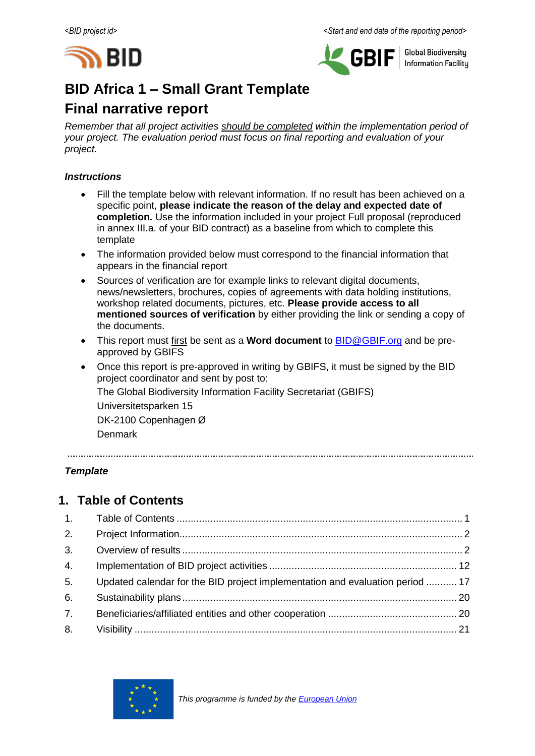<BID project id>                                                                 <Start and end date of the reporting period>

# BID Africa 1 – Small Grant Template

# Final narrative report

*Remember that all project activities should be completed within the implementation period of your project. The evaluation period must focus on final reporting and evaluation of your project.*

***Instructions***

- Fill the template below with relevant information. If no result has been achieved on a specific point, **please indicate the reason of the delay and expected date of completion.** Use the information included in your project Full proposal (reproduced in annex III.a. of your BID contract) as a baseline from which to complete this template
- The information provided below must correspond to the financial information that appears in the financial report
- Sources of verification are for example links to relevant digital documents, news/newsletters, brochures, copies of agreements with data holding institutions, workshop related documents, pictures, etc. **Please provide access to all mentioned sources of verification** by either providing the link or sending a copy of the documents.
- This report must first be sent as a **Word document** to BID@GBIF.org and be pre-approved by GBIFS
- Once this report is pre-approved in writing by GBIFS, it must be signed by the BID project coordinator and sent by post to:

  The Global Biodiversity Information Facility Secretariat (GBIFS)

  Universitetsparken 15

  DK-2100 Copenhagen Ø

  Denmark

---

***Template***

## 1. Table of Contents

1. Table of Contents ........ 1
2. Project Information ........ 2
3. Overview of results ........ 2
4. Implementation of BID project activities ........ 12
5. Updated calendar for the BID project implementation and evaluation period ........ 17
6. Sustainability plans ........ 20
7. Beneficiaries/affiliated entities and other cooperation ........ 20
8. Visibility ........ 21

*This programme is funded by the European Union*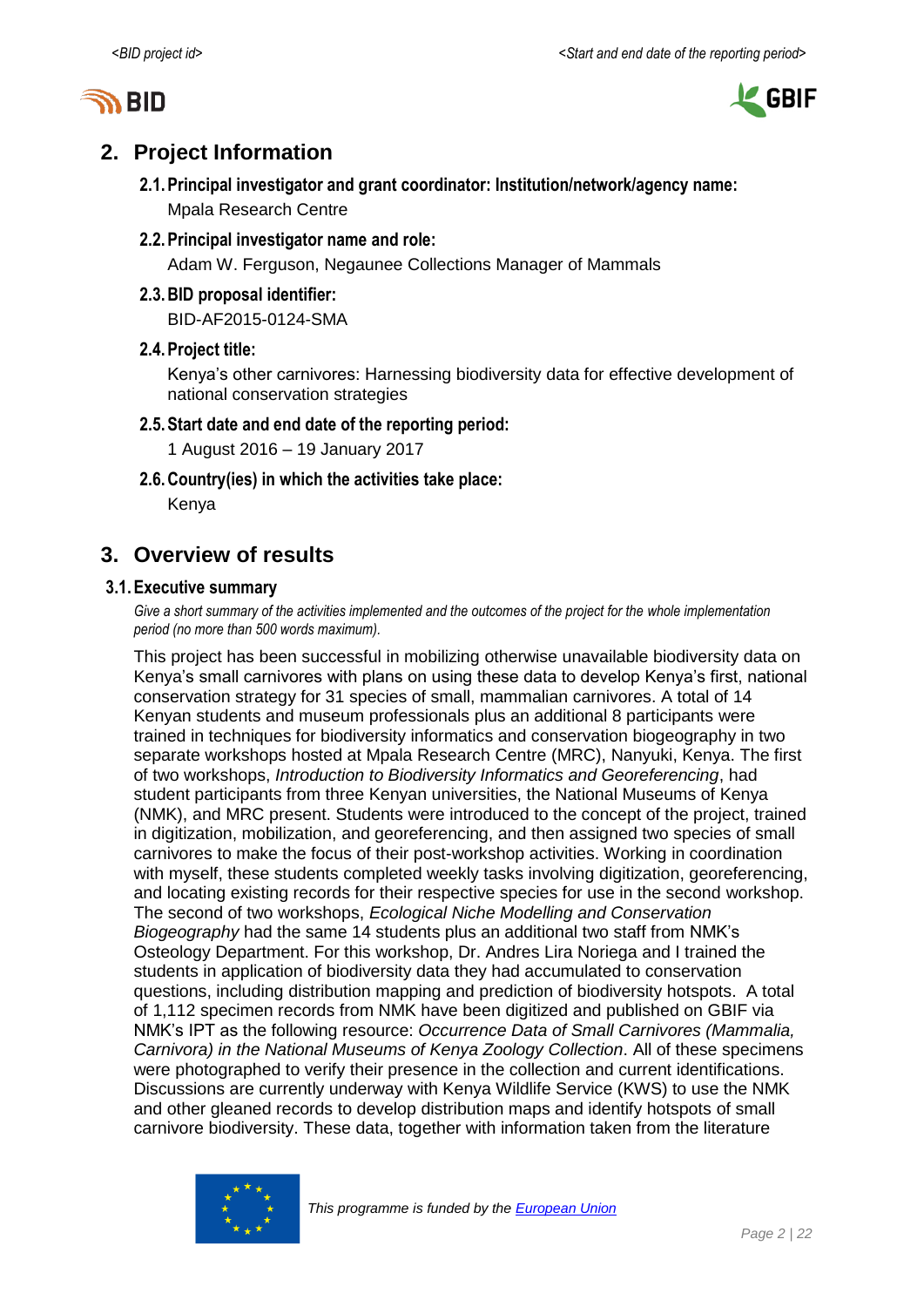## 2. Project Information

### 2.1. Principal investigator and grant coordinator: Institution/network/agency name:

Mpala Research Centre

### 2.2. Principal investigator name and role:

Adam W. Ferguson, Negaunee Collections Manager of Mammals

### 2.3. BID proposal identifier:

BID-AF2015-0124-SMA

### 2.4. Project title:

Kenya's other carnivores: Harnessing biodiversity data for effective development of national conservation strategies

### 2.5. Start date and end date of the reporting period:

1 August 2016 – 19 January 2017

### 2.6. Country(ies) in which the activities take place:

Kenya

## 3. Overview of results

### 3.1. Executive summary

*Give a short summary of the activities implemented and the outcomes of the project for the whole implementation period (no more than 500 words maximum).*

This project has been successful in mobilizing otherwise unavailable biodiversity data on Kenya's small carnivores with plans on using these data to develop Kenya's first, national conservation strategy for 31 species of small, mammalian carnivores. A total of 14 Kenyan students and museum professionals plus an additional 8 participants were trained in techniques for biodiversity informatics and conservation biogeography in two separate workshops hosted at Mpala Research Centre (MRC), Nanyuki, Kenya. The first of two workshops, *Introduction to Biodiversity Informatics and Georeferencing*, had student participants from three Kenyan universities, the National Museums of Kenya (NMK), and MRC present. Students were introduced to the concept of the project, trained in digitization, mobilization, and georeferencing, and then assigned two species of small carnivores to make the focus of their post-workshop activities. Working in coordination with myself, these students completed weekly tasks involving digitization, georeferencing, and locating existing records for their respective species for use in the second workshop. The second of two workshops, *Ecological Niche Modelling and Conservation Biogeography* had the same 14 students plus an additional two staff from NMK's Osteology Department. For this workshop, Dr. Andres Lira Noriega and I trained the students in application of biodiversity data they had accumulated to conservation questions, including distribution mapping and prediction of biodiversity hotspots. A total of 1,112 specimen records from NMK have been digitized and published on GBIF via NMK's IPT as the following resource: *Occurrence Data of Small Carnivores (Mammalia, Carnivora) in the National Museums of Kenya Zoology Collection*. All of these specimens were photographed to verify their presence in the collection and current identifications. Discussions are currently underway with Kenya Wildlife Service (KWS) to use the NMK and other gleaned records to develop distribution maps and identify hotspots of small carnivore biodiversity. These data, together with information taken from the literature

This programme is funded by the European Union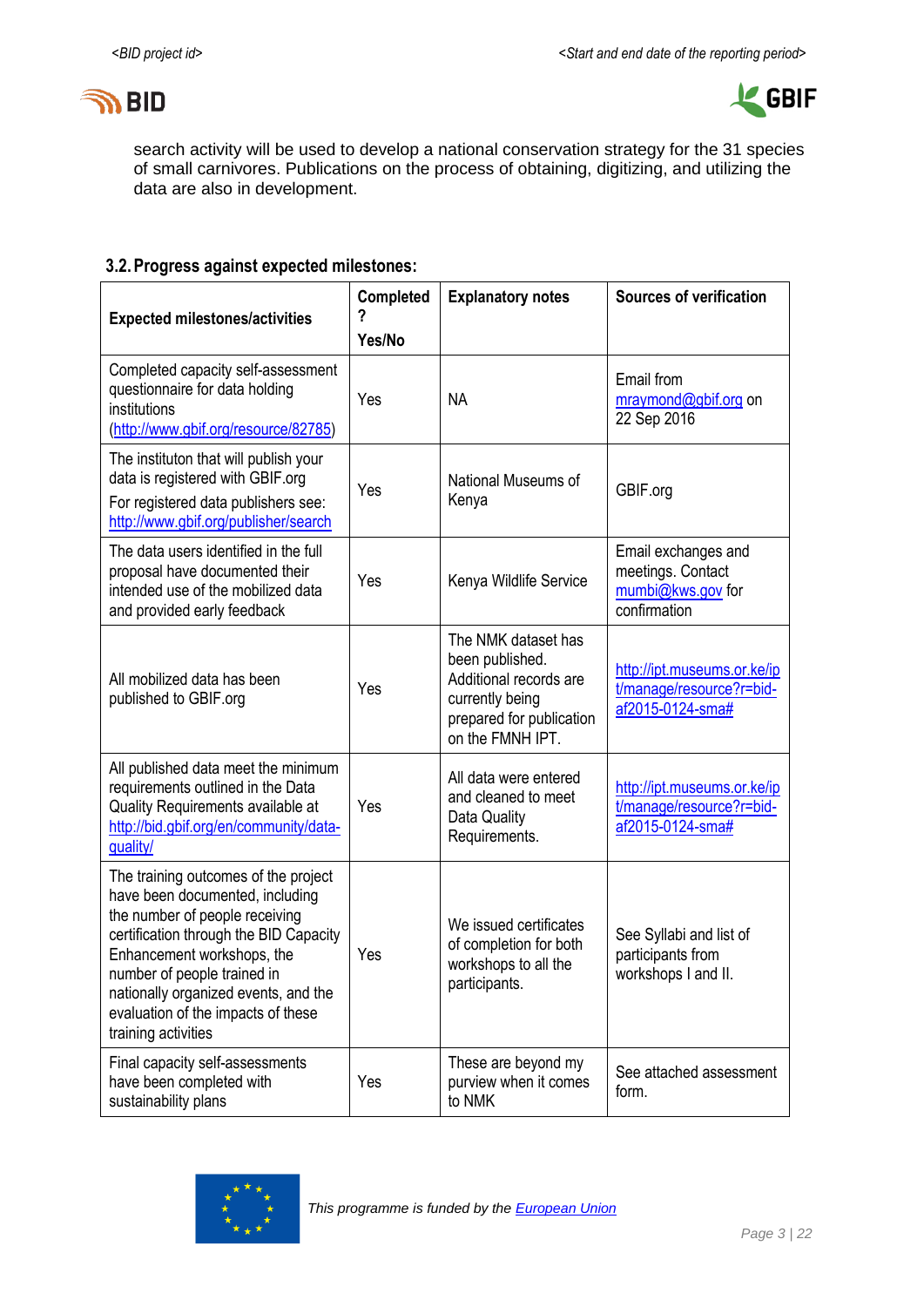search activity will be used to develop a national conservation strategy for the 31 species of small carnivores. Publications on the process of obtaining, digitizing, and utilizing the data are also in development.

### 3.2. Progress against expected milestones:

| Expected milestones/activities | Completed? Yes/No | Explanatory notes | Sources of verification |
|---|---|---|---|
| Completed capacity self-assessment questionnaire for data holding institutions (http://www.gbif.org/resource/82785) | Yes | NA | Email from mraymond@gbif.org on 22 Sep 2016 |
| The instituton that will publish your data is registered with GBIF.org For registered data publishers see: http://www.gbif.org/publisher/search | Yes | National Museums of Kenya | GBIF.org |
| The data users identified in the full proposal have documented their intended use of the mobilized data and provided early feedback | Yes | Kenya Wildlife Service | Email exchanges and meetings. Contact mumbi@kws.gov for confirmation |
| All mobilized data has been published to GBIF.org | Yes | The NMK dataset has been published. Additional records are currently being prepared for publication on the FMNH IPT. | http://ipt.museums.or.ke/ipt/manage/resource?r=bid-af2015-0124-sma# |
| All published data meet the minimum requirements outlined in the Data Quality Requirements available at http://bid.gbif.org/en/community/data-quality/ | Yes | All data were entered and cleaned to meet Data Quality Requirements. | http://ipt.museums.or.ke/ipt/manage/resource?r=bid-af2015-0124-sma# |
| The training outcomes of the project have been documented, including the number of people receiving certification through the BID Capacity Enhancement workshops, the number of people trained in nationally organized events, and the evaluation of the impacts of these training activities | Yes | We issued certificates of completion for both workshops to all the participants. | See Syllabi and list of participants from workshops I and II. |
| Final capacity self-assessments have been completed with sustainability plans | Yes | These are beyond my purview when it comes to NMK | See attached assessment form. |

*This programme is funded by the European Union*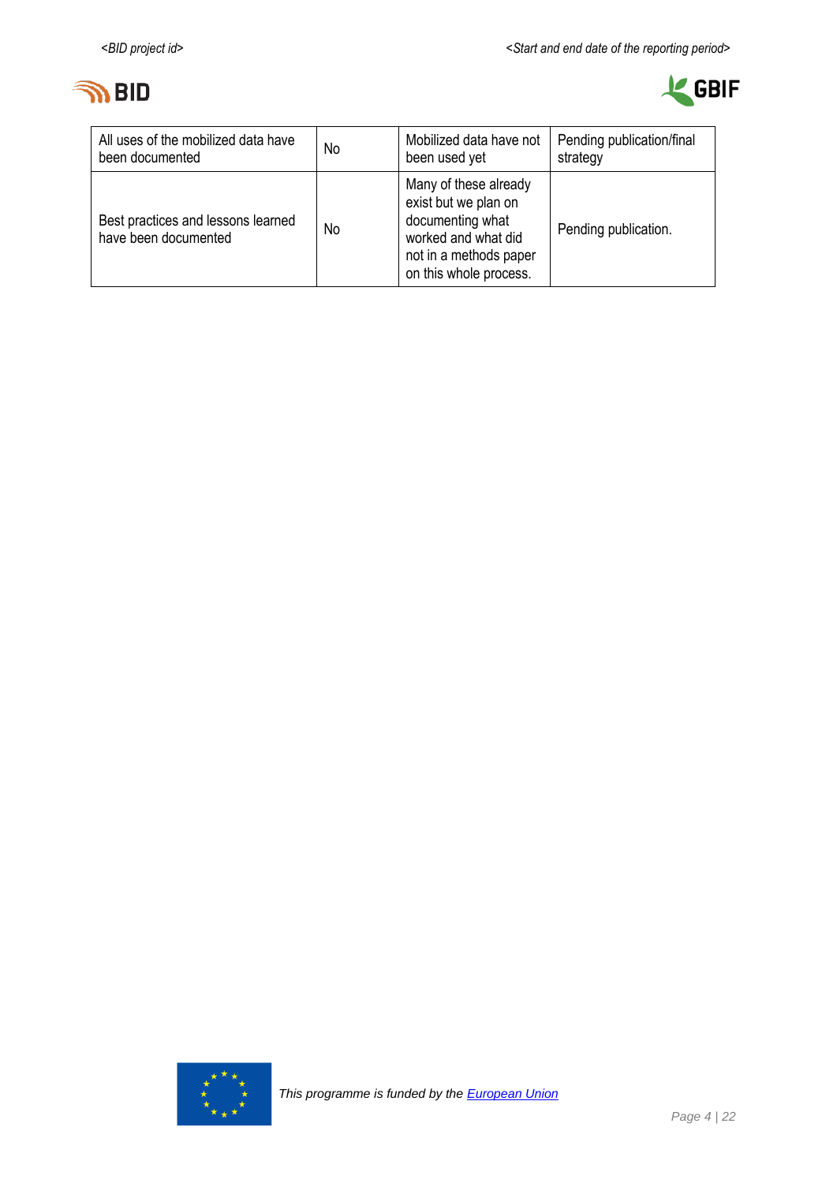| All uses of the mobilized data have been documented | No | Mobilized data have not been used yet | Pending publication/final strategy |
|---|---|---|---|
| Best practices and lessons learned have been documented | No | Many of these already exist but we plan on documenting what worked and what did not in a methods paper on this whole process. | Pending publication. |

*This programme is funded by the [European Union]()*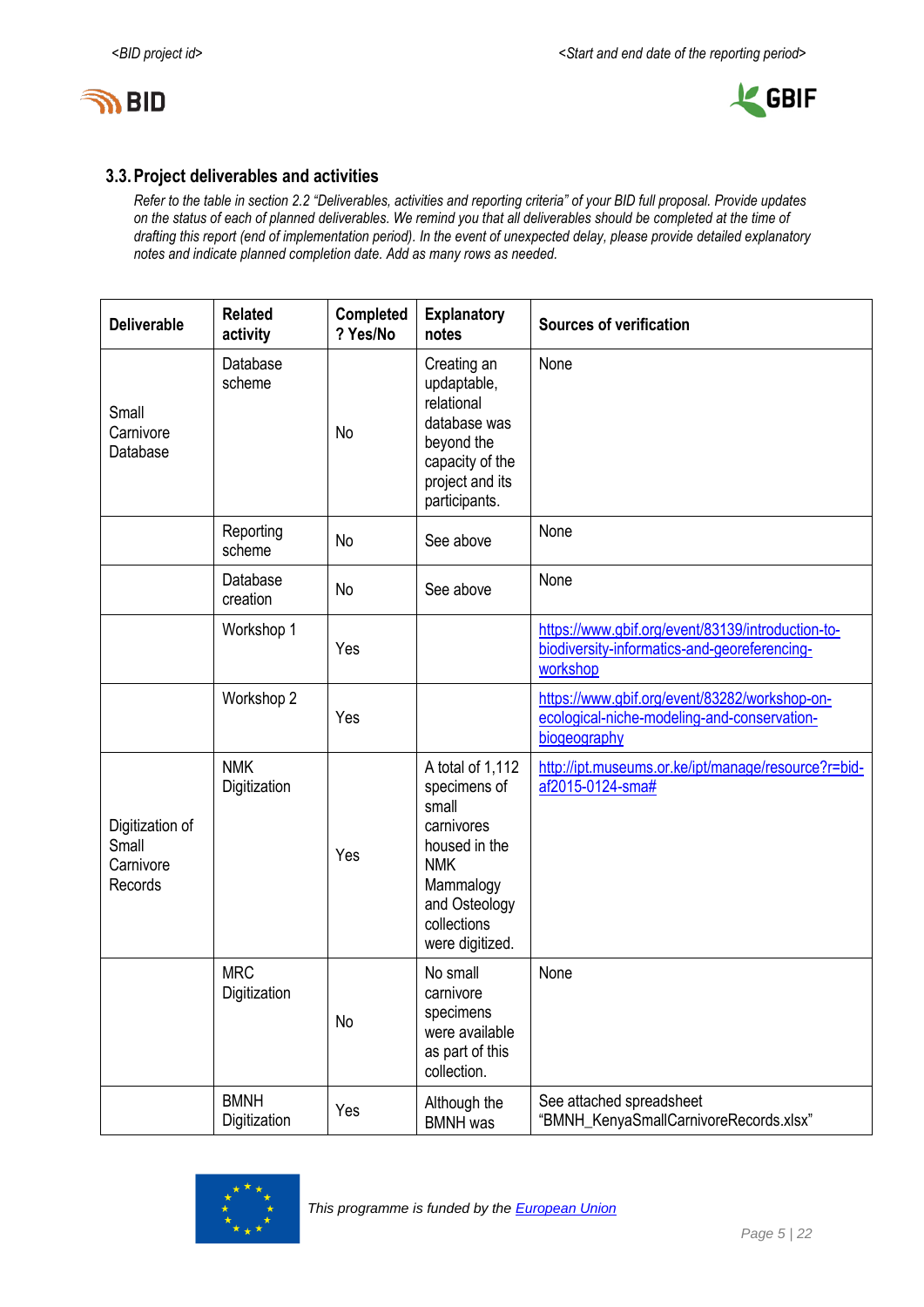### 3.3. Project deliverables and activities

*Refer to the table in section 2.2 "Deliverables, activities and reporting criteria" of your BID full proposal. Provide updates on the status of each of planned deliverables. We remind you that all deliverables should be completed at the time of drafting this report (end of implementation period). In the event of unexpected delay, please provide detailed explanatory notes and indicate planned completion date. Add as many rows as needed.*

| Deliverable | Related activity | Completed? Yes/No | Explanatory notes | Sources of verification |
|---|---|---|---|---|
| Small Carnivore Database | Database scheme | No | Creating an updaptable, relational database was beyond the capacity of the project and its participants. | None |
| | Reporting scheme | No | See above | None |
| | Database creation | No | See above | None |
| | Workshop 1 | Yes | | [https://www.gbif.org/event/83139/introduction-to-biodiversity-informatics-and-georeferencing-workshop](https://www.gbif.org/event/83139/introduction-to-biodiversity-informatics-and-georeferencing-workshop) |
| | Workshop 2 | Yes | | [https://www.gbif.org/event/83282/workshop-on-ecological-niche-modeling-and-conservation-biogeography](https://www.gbif.org/event/83282/workshop-on-ecological-niche-modeling-and-conservation-biogeography) |
| Digitization of Small Carnivore Records | NMK Digitization | Yes | A total of 1,112 specimens of small carnivores housed in the NMK Mammalogy and Osteology collections were digitized. | [http://ipt.museums.or.ke/ipt/manage/resource?r=bid-af2015-0124-sma#](http://ipt.museums.or.ke/ipt/manage/resource?r=bid-af2015-0124-sma#) |
| | MRC Digitization | No | No small carnivore specimens were available as part of this collection. | None |
| | BMNH Digitization | Yes | Although the BMNH was | See attached spreadsheet "BMNH_KenyaSmallCarnivoreRecords.xlsx" |

*This programme is funded by the European Union*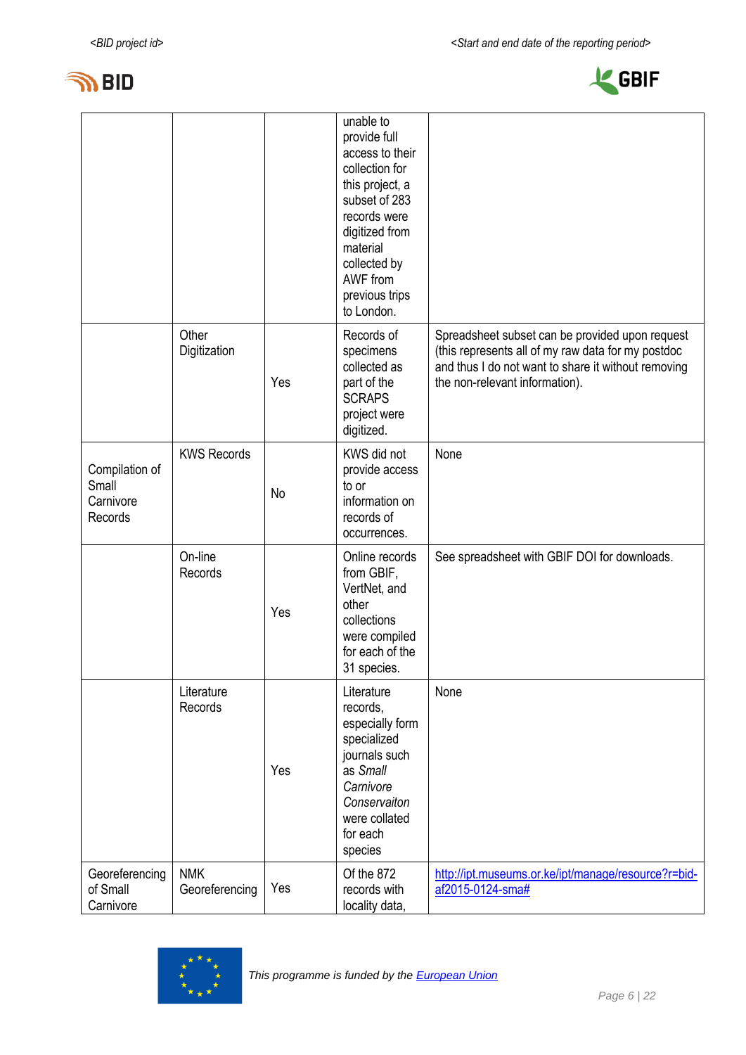| | | | | |
|---|---|---|---|---|
| | | | unable to provide full access to their collection for this project, a subset of 283 records were digitized from material collected by AWF from previous trips to London. | |
| | Other Digitization | Yes | Records of specimens collected as part of the SCRAPS project were digitized. | Spreadsheet subset can be provided upon request (this represents all of my raw data for my postdoc and thus I do not want to share it without removing the non-relevant information). |
| Compilation of Small Carnivore Records | KWS Records | No | KWS did not provide access to or information on records of occurrences. | None |
| | On-line Records | Yes | Online records from GBIF, VertNet, and other collections were compiled for each of the 31 species. | See spreadsheet with GBIF DOI for downloads. |
| | Literature Records | Yes | Literature records, especially form specialized journals such as *Small Carnivore Conservaiton* were collated for each species | None |
| Georeferencing of Small Carnivore | NMK Georeferencing | Yes | Of the 872 records with locality data, | [http://ipt.museums.or.ke/ipt/manage/resource?r=bid-af2015-0124-sma#](http://ipt.museums.or.ke/ipt/manage/resource?r=bid-af2015-0124-sma#) |

*This programme is funded by the European Union*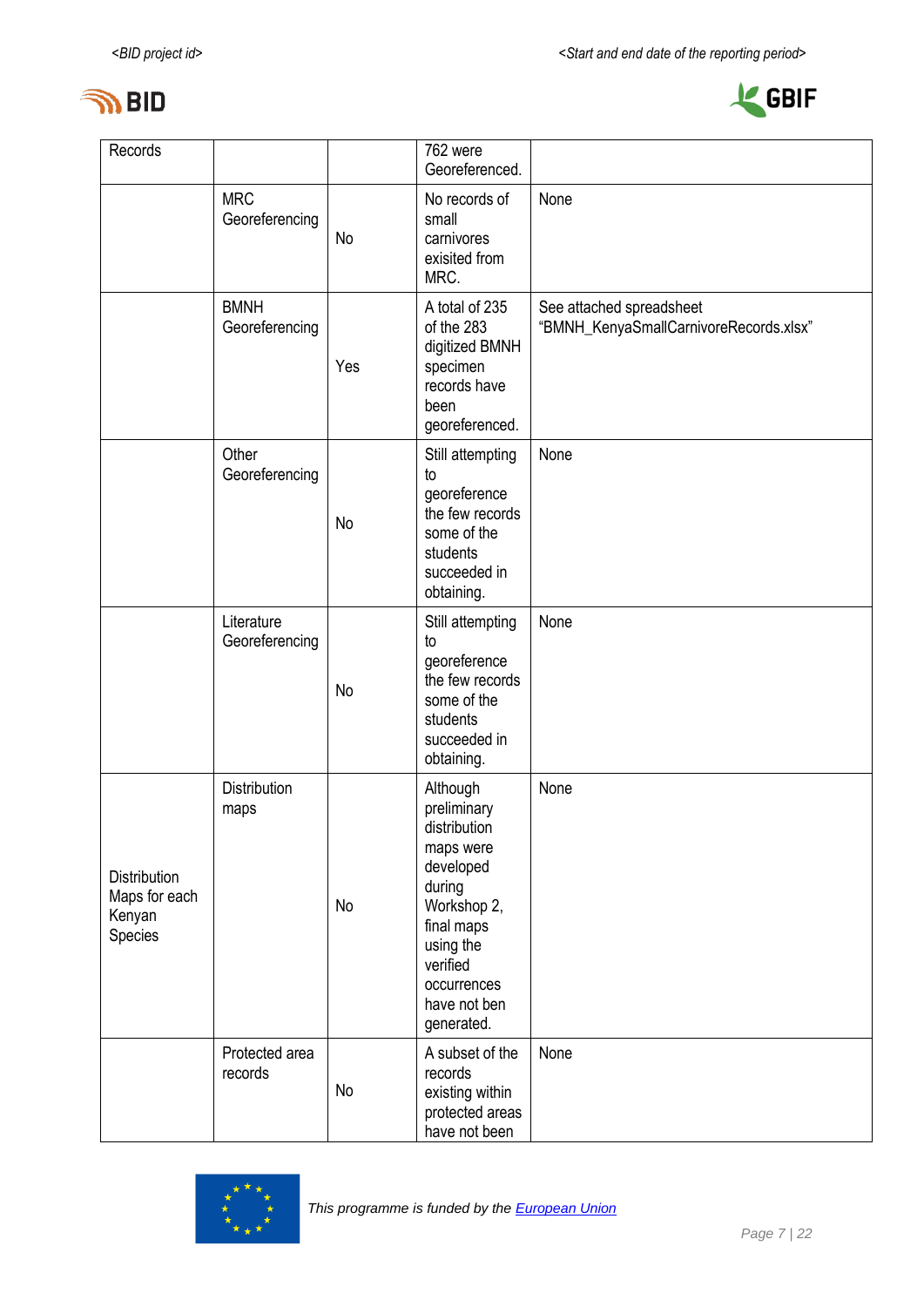| Records | | | 762 were Georeferenced. | |
|---|---|---|---|---|
| | MRC Georeferencing | No | No records of small carnivores exisited from MRC. | None |
| | BMNH Georeferencing | Yes | A total of 235 of the 283 digitized BMNH specimen records have been georeferenced. | See attached spreadsheet "BMNH_KenyaSmallCarnivoreRecords.xlsx" |
| | Other Georeferencing | No | Still attempting to georeference the few records some of the students succeeded in obtaining. | None |
| | Literature Georeferencing | No | Still attempting to georeference the few records some of the students succeeded in obtaining. | None |
| Distribution Maps for each Kenyan Species | Distribution maps | No | Although preliminary distribution maps were developed during Workshop 2, final maps using the verified occurrences have not ben generated. | None |
| | Protected area records | No | A subset of the records existing within protected areas have not been | None |

This programme is funded by the [European Union]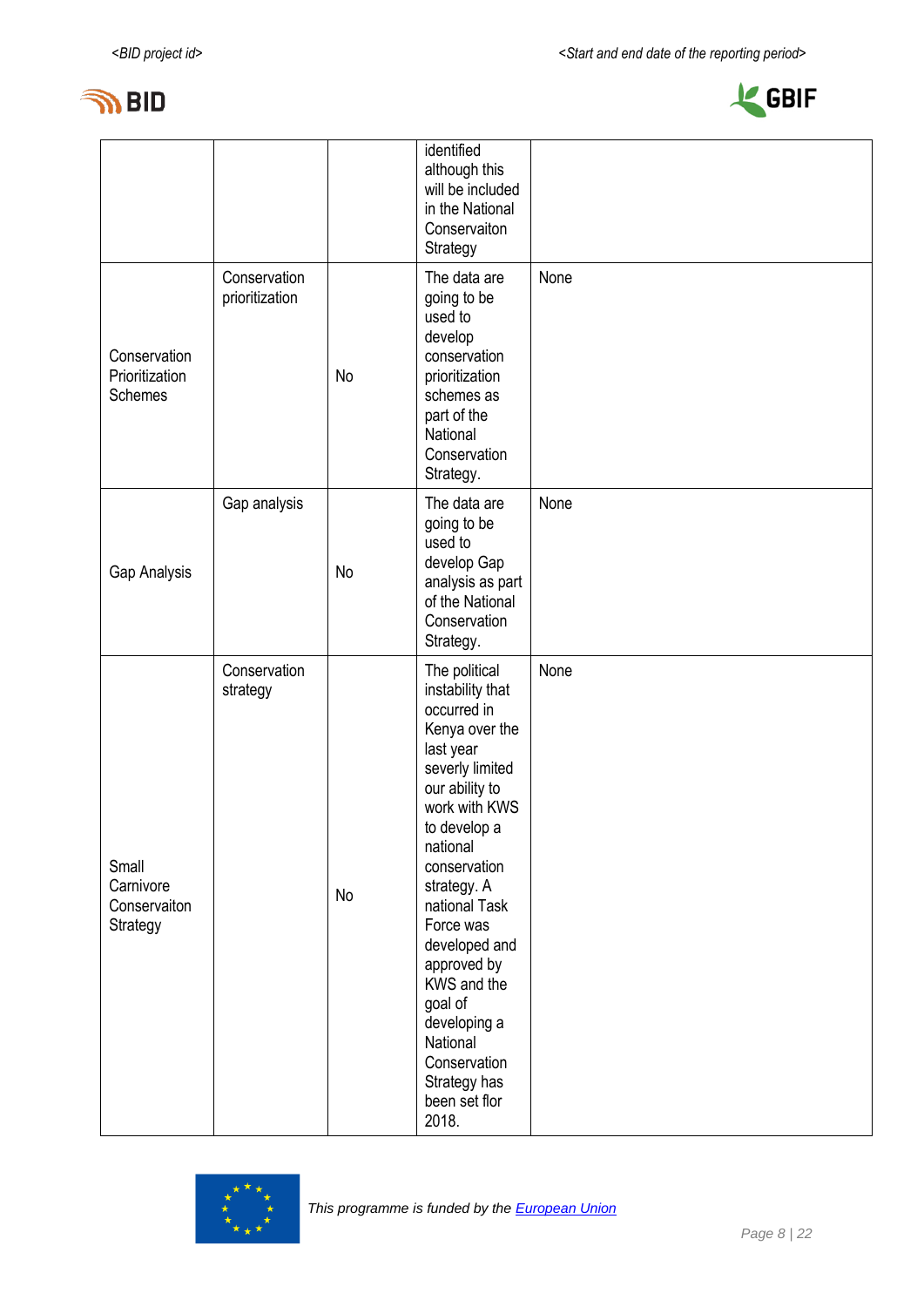| | | | | |
|---|---|---|---|---|
| | | | identified although this will be included in the National Conservaiton Strategy | |
| Conservation Prioritization Schemes | Conservation prioritization | No | The data are going to be used to develop conservation prioritization schemes as part of the National Conservation Strategy. | None |
| Gap Analysis | Gap analysis | No | The data are going to be used to develop Gap analysis as part of the National Conservation Strategy. | None |
| Small Carnivore Conservaiton Strategy | Conservation strategy | No | The political instability that occurred in Kenya over the last year severly limited our ability to work with KWS to develop a national conservation strategy. A national Task Force was developed and approved by KWS and the goal of developing a National Conservation Strategy has been set flor 2018. | None |

This programme is funded by the European Union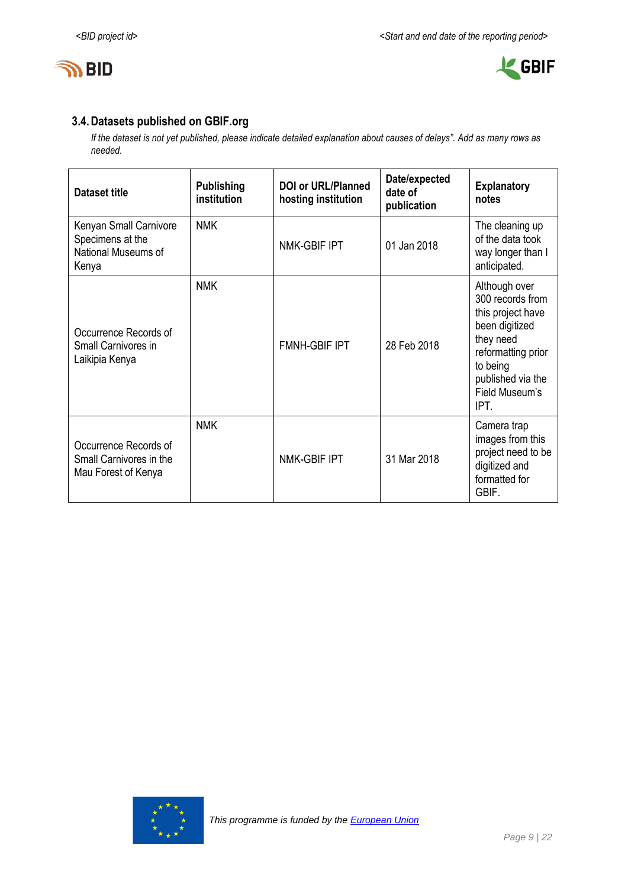### 3.4. Datasets published on GBIF.org

*If the dataset is not yet published, please indicate detailed explanation about causes of delays". Add as many rows as needed.*

| Dataset title | Publishing institution | DOI or URL/Planned hosting institution | Date/expected date of publication | Explanatory notes |
|---|---|---|---|---|
| Kenyan Small Carnivore Specimens at the National Museums of Kenya | NMK | NMK-GBIF IPT | 01 Jan 2018 | The cleaning up of the data took way longer than I anticipated. |
| Occurrence Records of Small Carnivores in Laikipia Kenya | NMK | FMNH-GBIF IPT | 28 Feb 2018 | Although over 300 records from this project have been digitized they need reformatting prior to being published via the Field Museum's IPT. |
| Occurrence Records of Small Carnivores in the Mau Forest of Kenya | NMK | NMK-GBIF IPT | 31 Mar 2018 | Camera trap images from this project need to be digitized and formatted for GBIF. |

*This programme is funded by the European Union*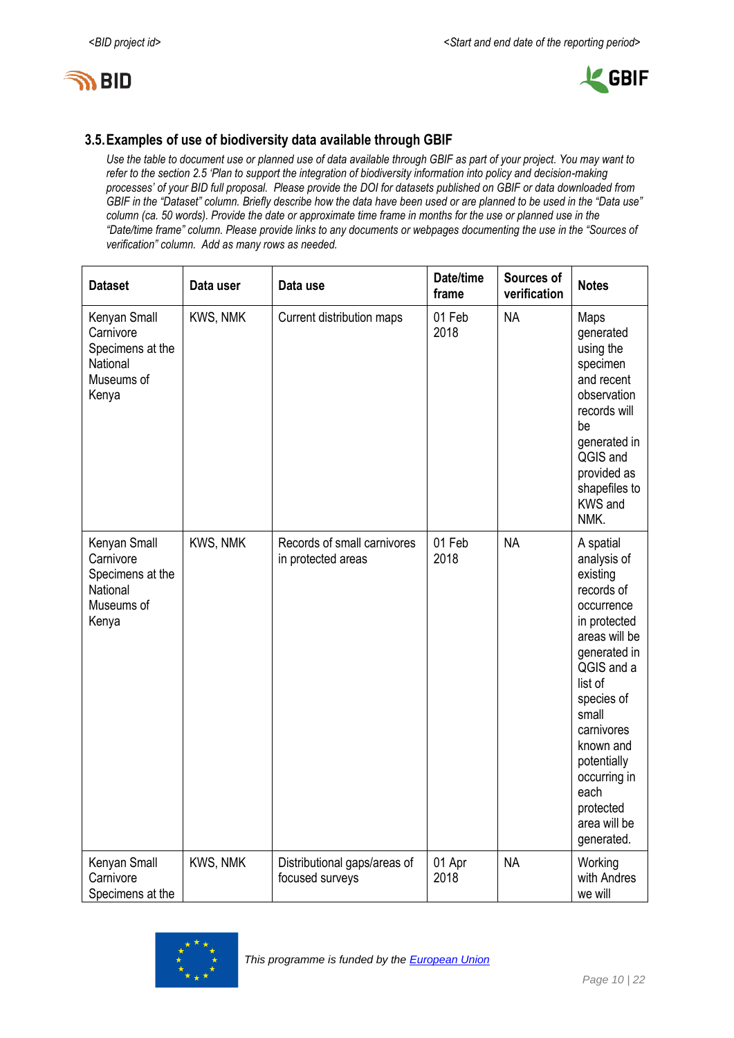### 3.5. Examples of use of biodiversity data available through GBIF

*Use the table to document use or planned use of data available through GBIF as part of your project. You may want to refer to the section 2.5 'Plan to support the integration of biodiversity information into policy and decision-making processes' of your BID full proposal. Please provide the DOI for datasets published on GBIF or data downloaded from GBIF in the "Dataset" column. Briefly describe how the data have been used or are planned to be used in the "Data use" column (ca. 50 words). Provide the date or approximate time frame in months for the use or planned use in the "Date/time frame" column. Please provide links to any documents or webpages documenting the use in the "Sources of verification" column. Add as many rows as needed.*

| Dataset | Data user | Data use | Date/time frame | Sources of verification | Notes |
|---|---|---|---|---|---|
| Kenyan Small Carnivore Specimens at the National Museums of Kenya | KWS, NMK | Current distribution maps | 01 Feb 2018 | NA | Maps generated using the specimen and recent observation records will be generated in QGIS and provided as shapefiles to KWS and NMK. |
| Kenyan Small Carnivore Specimens at the National Museums of Kenya | KWS, NMK | Records of small carnivores in protected areas | 01 Feb 2018 | NA | A spatial analysis of existing records of occurrence in protected areas will be generated in QGIS and a list of species of small carnivores known and potentially occurring in each protected area will be generated. |
| Kenyan Small Carnivore Specimens at the | KWS, NMK | Distributional gaps/areas of focused surveys | 01 Apr 2018 | NA | Working with Andres we will |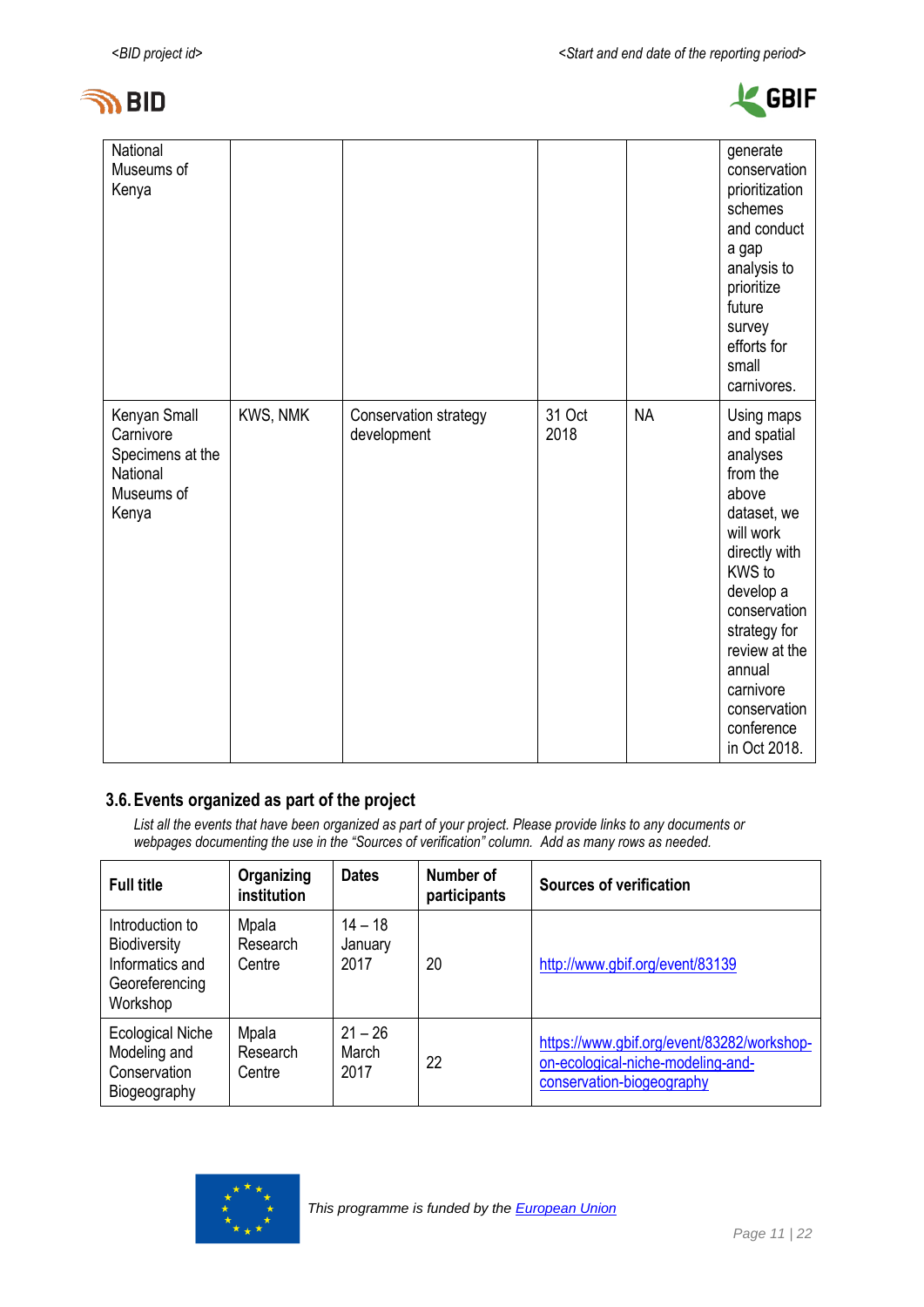| | | | | | |
|---|---|---|---|---|---|
| National Museums of Kenya | | | | | generate conservation prioritization schemes and conduct a gap analysis to prioritize future survey efforts for small carnivores. |
| Kenyan Small Carnivore Specimens at the National Museums of Kenya | KWS, NMK | Conservation strategy development | 31 Oct 2018 | NA | Using maps and spatial analyses from the above dataset, we will work directly with KWS to develop a conservation strategy for review at the annual carnivore conservation conference in Oct 2018. |

### 3.6. Events organized as part of the project

*List all the events that have been organized as part of your project. Please provide links to any documents or webpages documenting the use in the "Sources of verification" column. Add as many rows as needed.*

| Full title | Organizing institution | Dates | Number of participants | Sources of verification |
|---|---|---|---|---|
| Introduction to Biodiversity Informatics and Georeferencing Workshop | Mpala Research Centre | 14 – 18 January 2017 | 20 | http://www.gbif.org/event/83139 |
| Ecological Niche Modeling and Conservation Biogeography | Mpala Research Centre | 21 – 26 March 2017 | 22 | https://www.gbif.org/event/83282/workshop-on-ecological-niche-modeling-and-conservation-biogeography |

*This programme is funded by the European Union*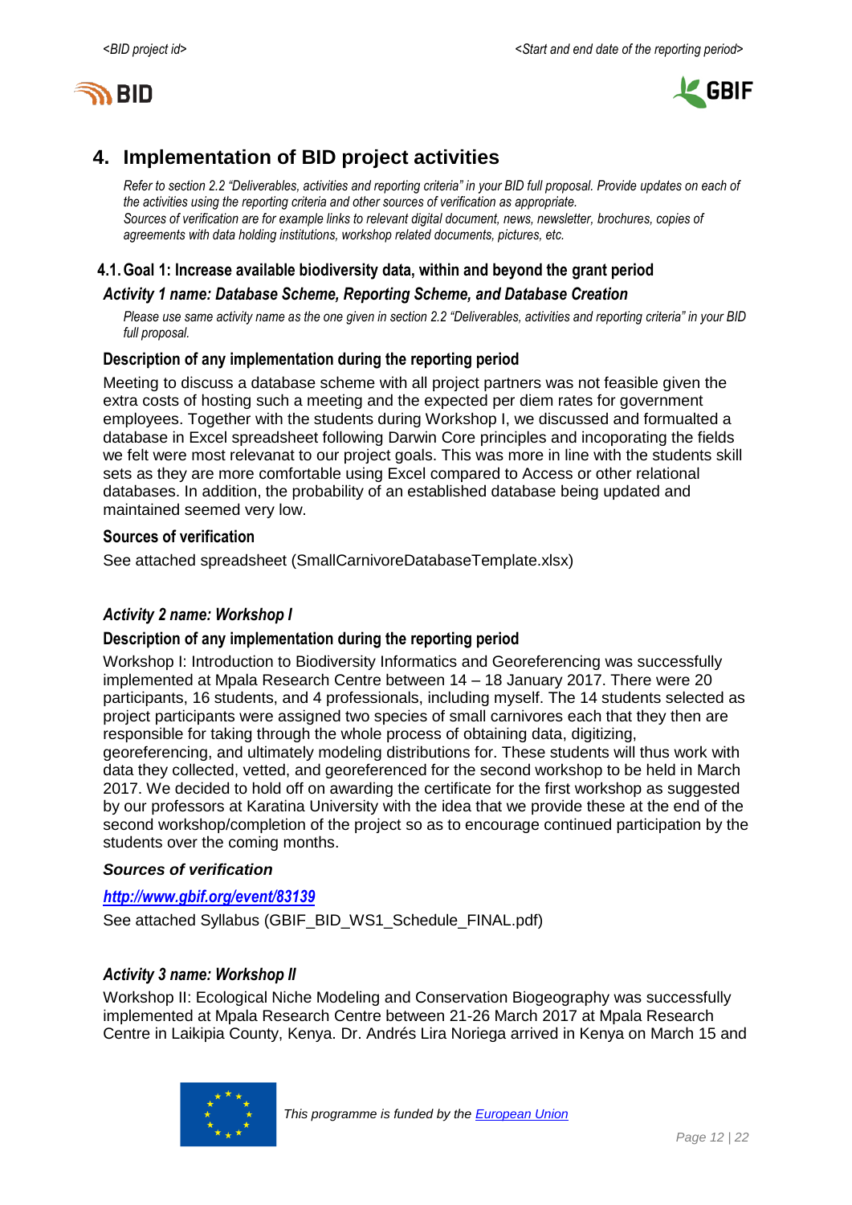## 4. Implementation of BID project activities

*Refer to section 2.2 "Deliverables, activities and reporting criteria" in your BID full proposal. Provide updates on each of the activities using the reporting criteria and other sources of verification as appropriate.*
*Sources of verification are for example links to relevant digital document, news, newsletter, brochures, copies of agreements with data holding institutions, workshop related documents, pictures, etc.*

### 4.1. Goal 1: Increase available biodiversity data, within and beyond the grant period

#### *Activity 1 name: Database Scheme, Reporting Scheme, and Database Creation*

*Please use same activity name as the one given in section 2.2 "Deliverables, activities and reporting criteria" in your BID full proposal.*

**Description of any implementation during the reporting period**

Meeting to discuss a database scheme with all project partners was not feasible given the extra costs of hosting such a meeting and the expected per diem rates for government employees. Together with the students during Workshop I, we discussed and formualted a database in Excel spreadsheet following Darwin Core principles and incoporating the fields we felt were most relevanat to our project goals. This was more in line with the students skill sets as they are more comfortable using Excel compared to Access or other relational databases. In addition, the probability of an established database being updated and maintained seemed very low.

**Sources of verification**

See attached spreadsheet (SmallCarnivoreDatabaseTemplate.xlsx)

#### *Activity 2 name: Workshop I*

**Description of any implementation during the reporting period**

Workshop I: Introduction to Biodiversity Informatics and Georeferencing was successfully implemented at Mpala Research Centre between 14 – 18 January 2017. There were 20 participants, 16 students, and 4 professionals, including myself. The 14 students selected as project participants were assigned two species of small carnivores each that they then are responsible for taking through the whole process of obtaining data, digitizing, georeferencing, and ultimately modeling distributions for. These students will thus work with data they collected, vetted, and georeferenced for the second workshop to be held in March 2017. We decided to hold off on awarding the certificate for the first workshop as suggested by our professors at Karatina University with the idea that we provide these at the end of the second workshop/completion of the project so as to encourage continued participation by the students over the coming months.

***Sources of verification***

***[http://www.gbif.org/event/83139](http://www.gbif.org/event/83139)***

See attached Syllabus (GBIF_BID_WS1_Schedule_FINAL.pdf)

#### *Activity 3 name: Workshop II*

Workshop II: Ecological Niche Modeling and Conservation Biogeography was successfully implemented at Mpala Research Centre between 21-26 March 2017 at Mpala Research Centre in Laikipia County, Kenya. Dr. Andrés Lira Noriega arrived in Kenya on March 15 and

*This programme is funded by the European Union*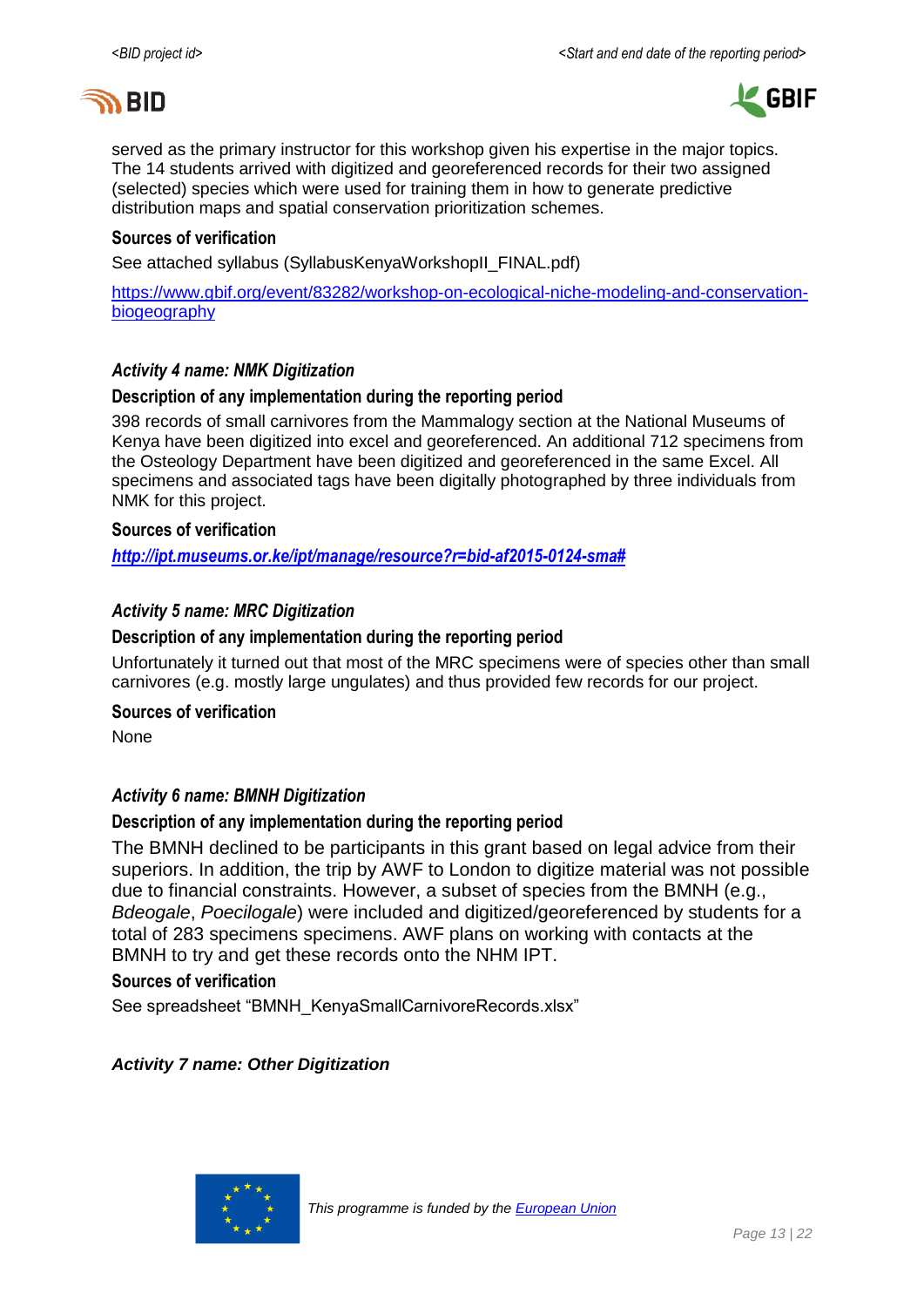served as the primary instructor for this workshop given his expertise in the major topics. The 14 students arrived with digitized and georeferenced records for their two assigned (selected) species which were used for training them in how to generate predictive distribution maps and spatial conservation prioritization schemes.

**Sources of verification**

See attached syllabus (SyllabusKenyaWorkshopII_FINAL.pdf)

[https://www.gbif.org/event/83282/workshop-on-ecological-niche-modeling-and-conservation-biogeography](https://www.gbif.org/event/83282/workshop-on-ecological-niche-modeling-and-conservation-biogeography)

### *Activity 4 name: NMK Digitization*

**Description of any implementation during the reporting period**

398 records of small carnivores from the Mammalogy section at the National Museums of Kenya have been digitized into excel and georeferenced. An additional 712 specimens from the Osteology Department have been digitized and georeferenced in the same Excel. All specimens and associated tags have been digitally photographed by three individuals from NMK for this project.

**Sources of verification**

***[http://ipt.museums.or.ke/ipt/manage/resource?r=bid-af2015-0124-sma#](http://ipt.museums.or.ke/ipt/manage/resource?r=bid-af2015-0124-sma#)***

### *Activity 5 name: MRC Digitization*

**Description of any implementation during the reporting period**

Unfortunately it turned out that most of the MRC specimens were of species other than small carnivores (e.g. mostly large ungulates) and thus provided few records for our project.

**Sources of verification**

None

### *Activity 6 name: BMNH Digitization*

**Description of any implementation during the reporting period**

The BMNH declined to be participants in this grant based on legal advice from their superiors. In addition, the trip by AWF to London to digitize material was not possible due to financial constraints. However, a subset of species from the BMNH (e.g., *Bdeogale*, *Poecilogale*) were included and digitized/georeferenced by students for a total of 283 specimens specimens. AWF plans on working with contacts at the BMNH to try and get these records onto the NHM IPT.

**Sources of verification**

See spreadsheet "BMNH_KenyaSmallCarnivoreRecords.xlsx"

### *Activity 7 name: Other Digitization*

This programme is funded by the [European Union](#)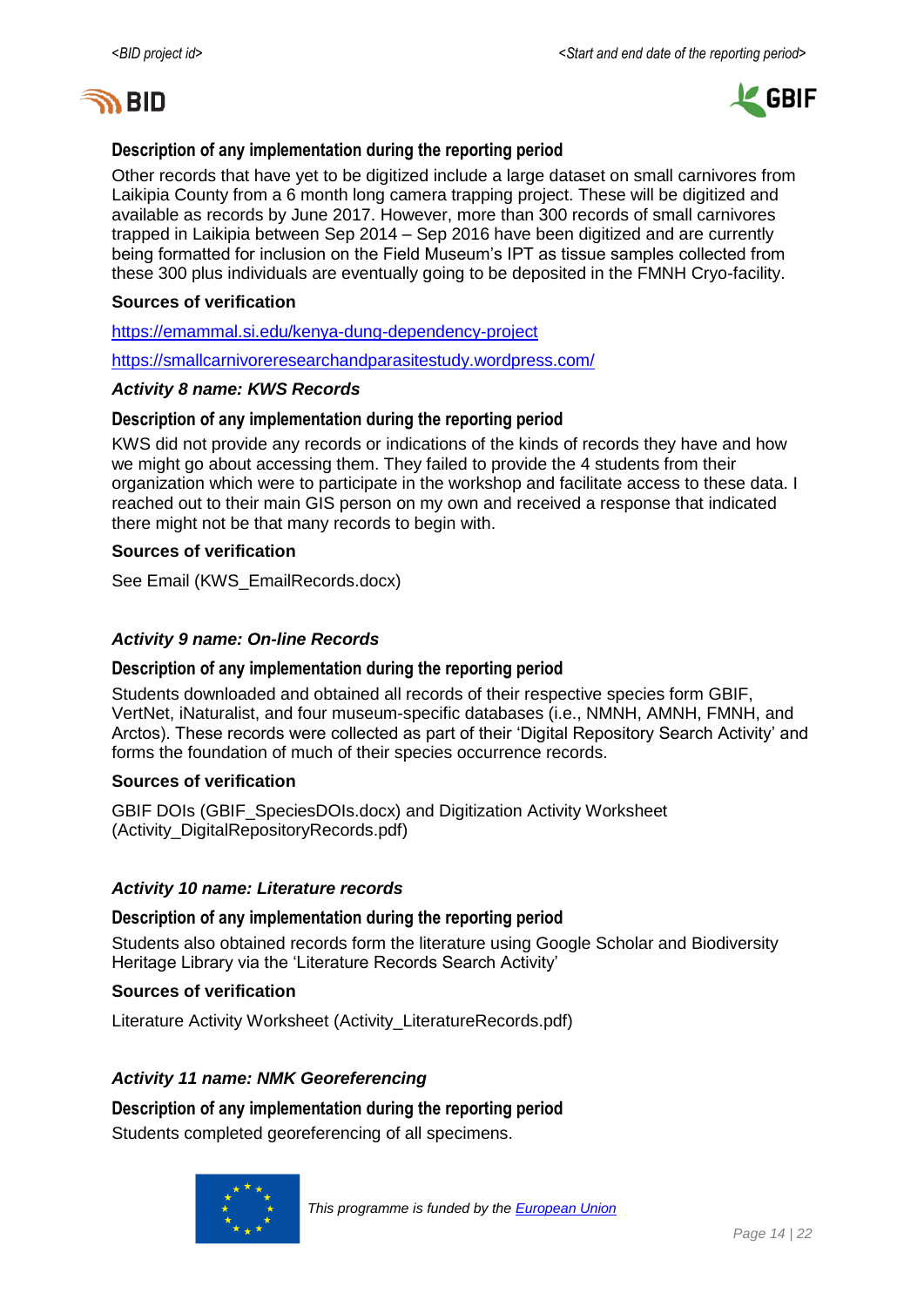**Description of any implementation during the reporting period**

Other records that have yet to be digitized include a large dataset on small carnivores from Laikipia County from a 6 month long camera trapping project. These will be digitized and available as records by June 2017. However, more than 300 records of small carnivores trapped in Laikipia between Sep 2014 – Sep 2016 have been digitized and are currently being formatted for inclusion on the Field Museum's IPT as tissue samples collected from these 300 plus individuals are eventually going to be deposited in the FMNH Cryo-facility.

**Sources of verification**

https://emammal.si.edu/kenya-dung-dependency-project

https://smallcarnivoreresearchandparasitestudy.wordpress.com/

***Activity 8 name: KWS Records***

**Description of any implementation during the reporting period**

KWS did not provide any records or indications of the kinds of records they have and how we might go about accessing them. They failed to provide the 4 students from their organization which were to participate in the workshop and facilitate access to these data. I reached out to their main GIS person on my own and received a response that indicated there might not be that many records to begin with.

**Sources of verification**

See Email (KWS_EmailRecords.docx)

***Activity 9 name: On-line Records***

**Description of any implementation during the reporting period**

Students downloaded and obtained all records of their respective species form GBIF, VertNet, iNaturalist, and four museum-specific databases (i.e., NMNH, AMNH, FMNH, and Arctos). These records were collected as part of their 'Digital Repository Search Activity' and forms the foundation of much of their species occurrence records.

**Sources of verification**

GBIF DOIs (GBIF_SpeciesDOIs.docx) and Digitization Activity Worksheet (Activity_DigitalRepositoryRecords.pdf)

***Activity 10 name: Literature records***

**Description of any implementation during the reporting period**

Students also obtained records form the literature using Google Scholar and Biodiversity Heritage Library via the 'Literature Records Search Activity'

**Sources of verification**

Literature Activity Worksheet (Activity_LiteratureRecords.pdf)

***Activity 11 name: NMK Georeferencing***

**Description of any implementation during the reporting period**

Students completed georeferencing of all specimens.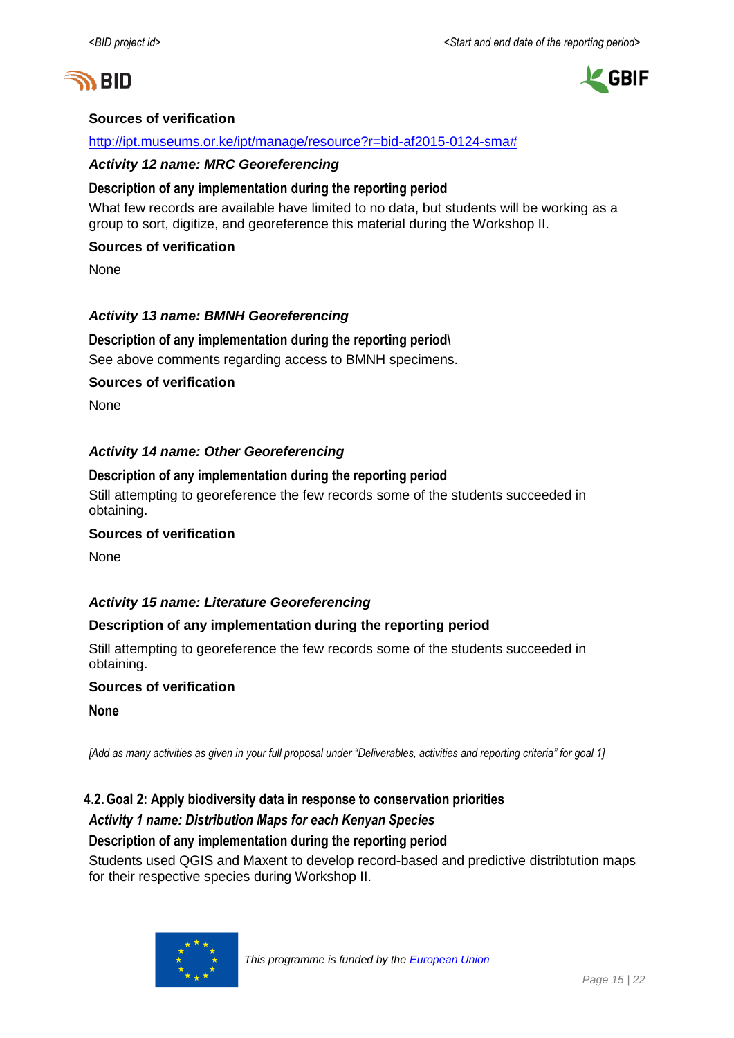**Sources of verification**

http://ipt.museums.or.ke/ipt/manage/resource?r=bid-af2015-0124-sma#

***Activity 12 name: MRC Georeferencing***

**Description of any implementation during the reporting period**

What few records are available have limited to no data, but students will be working as a group to sort, digitize, and georeference this material during the Workshop II.

**Sources of verification**

None

***Activity 13 name: BMNH Georeferencing***

**Description of any implementation during the reporting period\**

See above comments regarding access to BMNH specimens.

**Sources of verification**

None

***Activity 14 name: Other Georeferencing***

**Description of any implementation during the reporting period**

Still attempting to georeference the few records some of the students succeeded in obtaining.

**Sources of verification**

None

***Activity 15 name: Literature Georeferencing***

**Description of any implementation during the reporting period**

Still attempting to georeference the few records some of the students succeeded in obtaining.

**Sources of verification**

**None**

*[Add as many activities as given in your full proposal under "Deliverables, activities and reporting criteria" for goal 1]*

## 4.2. Goal 2: Apply biodiversity data in response to conservation priorities

***Activity 1 name: Distribution Maps for each Kenyan Species***

**Description of any implementation during the reporting period**

Students used QGIS and Maxent to develop record-based and predictive distribtution maps for their respective species during Workshop II.

This programme is funded by the European Union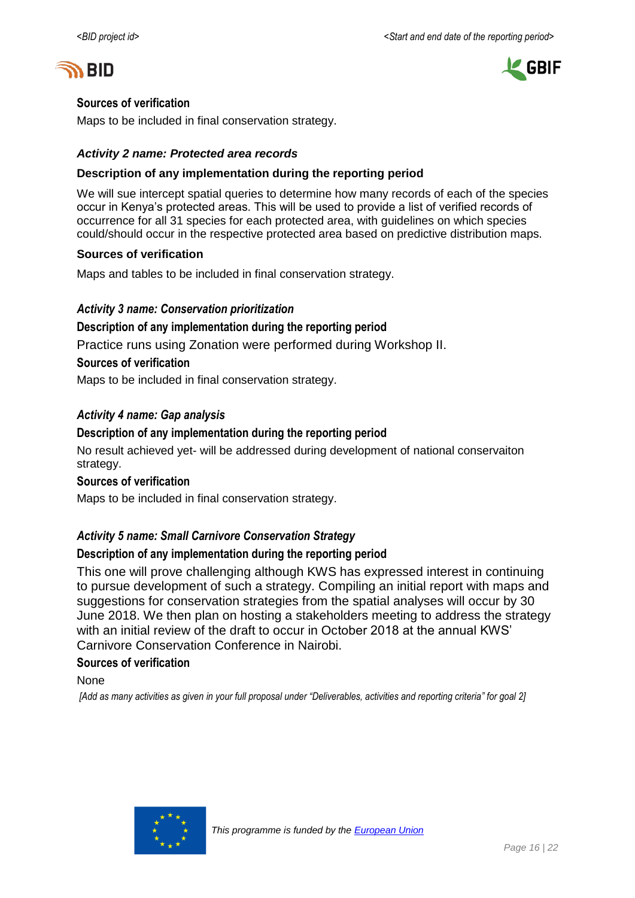**Sources of verification**

Maps to be included in final conservation strategy.

***Activity 2 name: Protected area records***

**Description of any implementation during the reporting period**

We will sue intercept spatial queries to determine how many records of each of the species occur in Kenya's protected areas. This will be used to provide a list of verified records of occurrence for all 31 species for each protected area, with guidelines on which species could/should occur in the respective protected area based on predictive distribution maps.

**Sources of verification**

Maps and tables to be included in final conservation strategy.

***Activity 3 name: Conservation prioritization***

**Description of any implementation during the reporting period**

Practice runs using Zonation were performed during Workshop II.

**Sources of verification**

Maps to be included in final conservation strategy.

***Activity 4 name: Gap analysis***

**Description of any implementation during the reporting period**

No result achieved yet- will be addressed during development of national conservaiton strategy.

**Sources of verification**

Maps to be included in final conservation strategy.

***Activity 5 name: Small Carnivore Conservation Strategy***

**Description of any implementation during the reporting period**

This one will prove challenging although KWS has expressed interest in continuing to pursue development of such a strategy. Compiling an initial report with maps and suggestions for conservation strategies from the spatial analyses will occur by 30 June 2018. We then plan on hosting a stakeholders meeting to address the strategy with an initial review of the draft to occur in October 2018 at the annual KWS' Carnivore Conservation Conference in Nairobi.

**Sources of verification**

None

*[Add as many activities as given in your full proposal under "Deliverables, activities and reporting criteria" for goal 2]*

*This programme is funded by the European Union*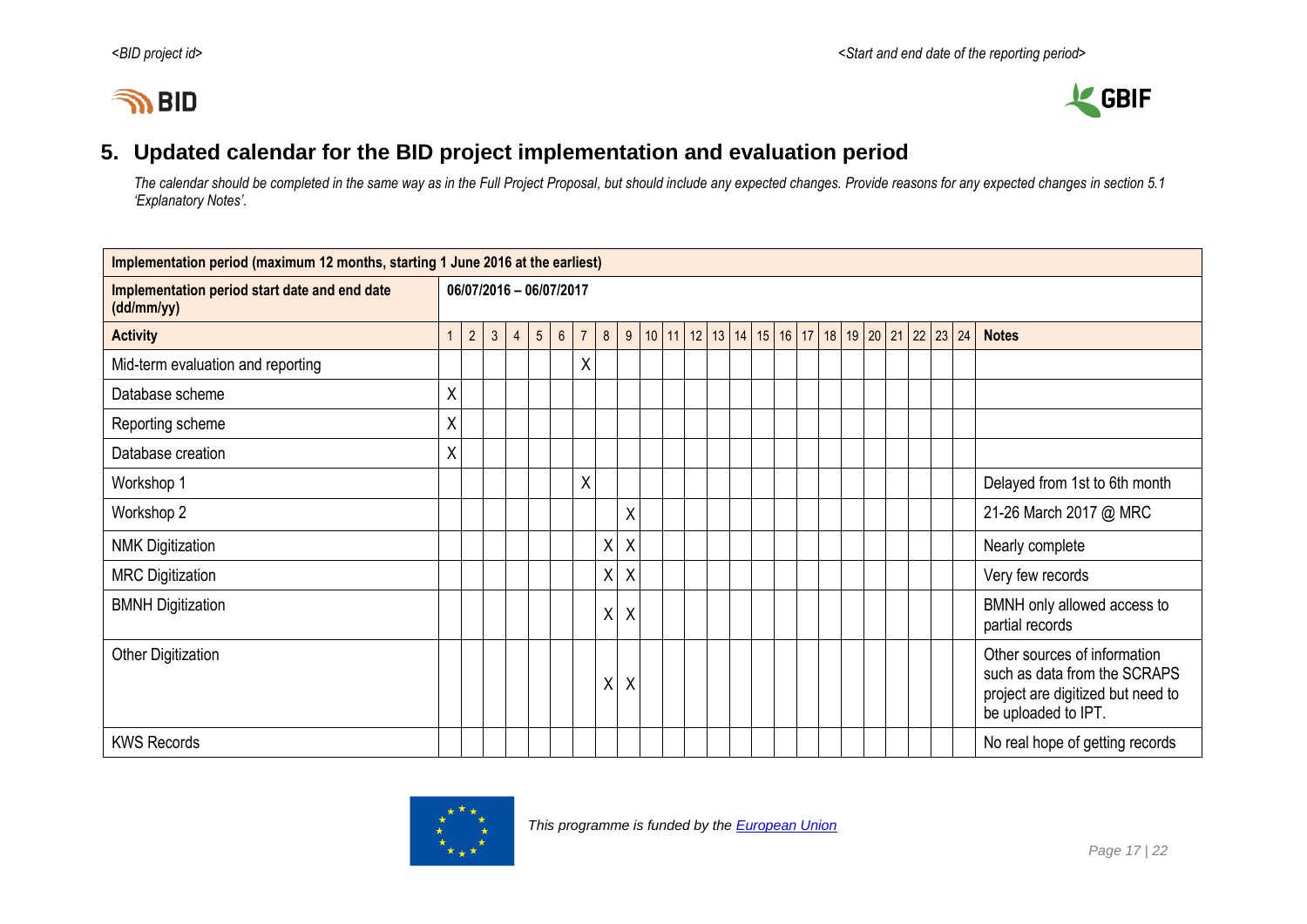## 5. Updated calendar for the BID project implementation and evaluation period

*The calendar should be completed in the same way as in the Full Project Proposal, but should include any expected changes. Provide reasons for any expected changes in section 5.1 'Explanatory Notes'.*

| **Implementation period (maximum 12 months, starting 1 June 2016 at the earliest)** | | | | | | | | | | | | | | | | | | | | | | | | | |
|---|---|---|---|---|---|---|---|---|---|---|---|---|---|---|---|---|---|---|---|---|---|---|---|---|---|
| **Implementation period start date and end date (dd/mm/yy)** | **06/07/2016 – 06/07/2017** | | | | | | | | | | | | | | | | | | | | | | | | |
| **Activity** | 1 | 2 | 3 | 4 | 5 | 6 | 7 | 8 | 9 | 10 | 11 | 12 | 13 | 14 | 15 | 16 | 17 | 18 | 19 | 20 | 21 | 22 | 23 | 24 | **Notes** |
| Mid-term evaluation and reporting | | | | | | | X | | | | | | | | | | | | | | | | | | |
| Database scheme | X | | | | | | | | | | | | | | | | | | | | | | | | |
| Reporting scheme | X | | | | | | | | | | | | | | | | | | | | | | | | |
| Database creation | X | | | | | | | | | | | | | | | | | | | | | | | | |
| Workshop 1 | | | | | | | X | | | | | | | | | | | | | | | | | | Delayed from 1st to 6th month |
| Workshop 2 | | | | | | | | | X | | | | | | | | | | | | | | | | 21-26 March 2017 @ MRC |
| NMK Digitization | | | | | | | | X | X | | | | | | | | | | | | | | | | Nearly complete |
| MRC Digitization | | | | | | | | X | X | | | | | | | | | | | | | | | | Very few records |
| BMNH Digitization | | | | | | | | X | X | | | | | | | | | | | | | | | | BMNH only allowed access to partial records |
| Other Digitization | | | | | | | | X | X | | | | | | | | | | | | | | | | Other sources of information such as data from the SCRAPS project are digitized but need to be uploaded to IPT. |
| KWS Records | | | | | | | | | | | | | | | | | | | | | | | | | No real hope of getting records |

*This programme is funded by the European Union*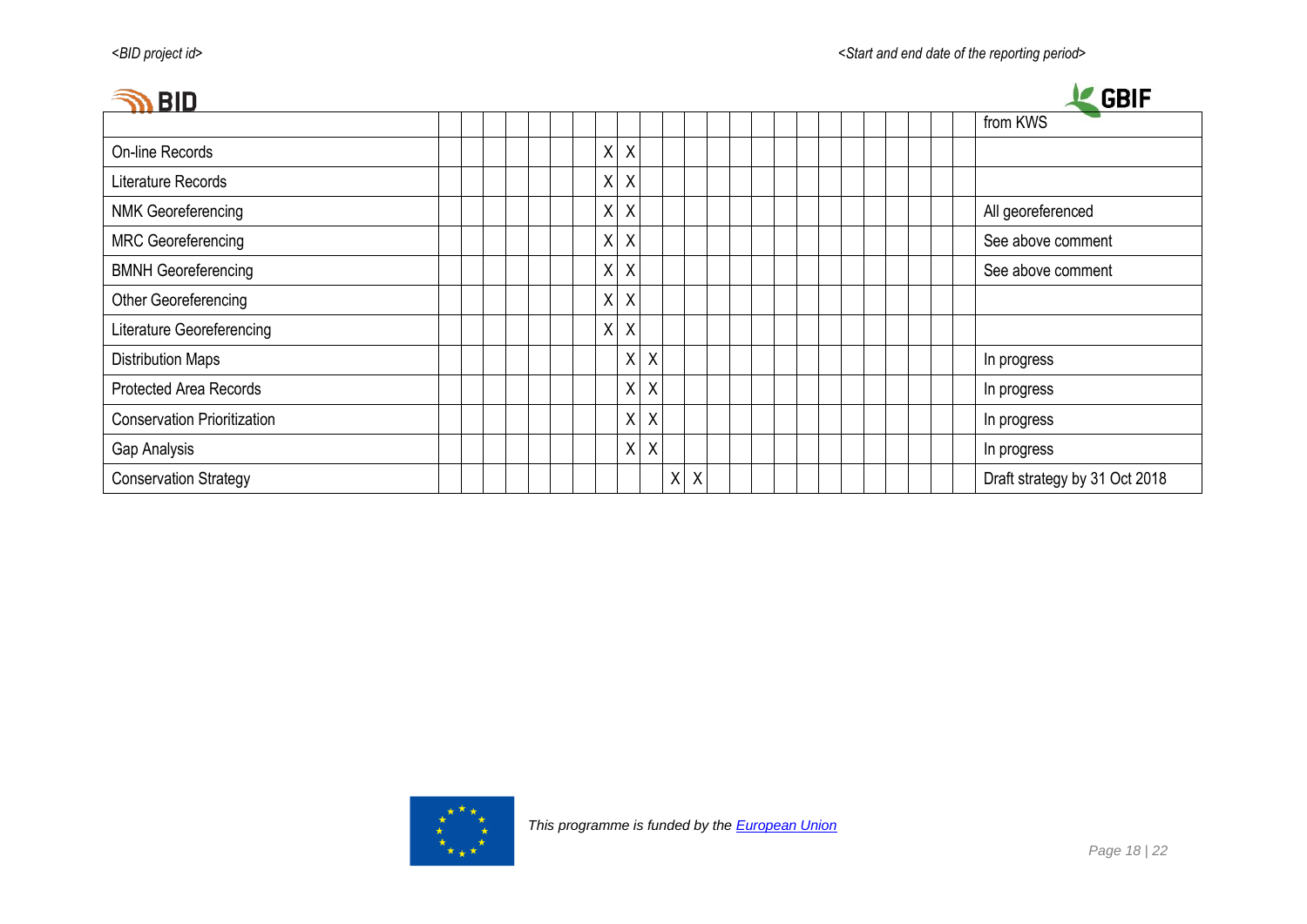| | | | | | | | | | | | | | | | | | | | | | | | | | from KWS |
|---|---|---|---|---|---|---|---|---|---|---|---|---|---|---|---|---|---|---|---|---|---|---|---|---|---|
| On-line Records | | | | | | | | X | X | | | | | | | | | | | | | | | | |
| Literature Records | | | | | | | | X | X | | | | | | | | | | | | | | | | |
| NMK Georeferencing | | | | | | | | X | X | | | | | | | | | | | | | | | | All georeferenced |
| MRC Georeferencing | | | | | | | | X | X | | | | | | | | | | | | | | | | See above comment |
| BMNH Georeferencing | | | | | | | | X | X | | | | | | | | | | | | | | | | See above comment |
| Other Georeferencing | | | | | | | | X | X | | | | | | | | | | | | | | | | |
| Literature Georeferencing | | | | | | | | X | X | | | | | | | | | | | | | | | | |
| Distribution Maps | | | | | | | | | X | X | | | | | | | | | | | | | | | In progress |
| Protected Area Records | | | | | | | | | X | X | | | | | | | | | | | | | | | In progress |
| Conservation Prioritization | | | | | | | | | X | X | | | | | | | | | | | | | | | In progress |
| Gap Analysis | | | | | | | | | X | X | | | | | | | | | | | | | | | In progress |
| Conservation Strategy | | | | | | | | | | | X | X | | | | | | | | | | | | | Draft strategy by 31 Oct 2018 |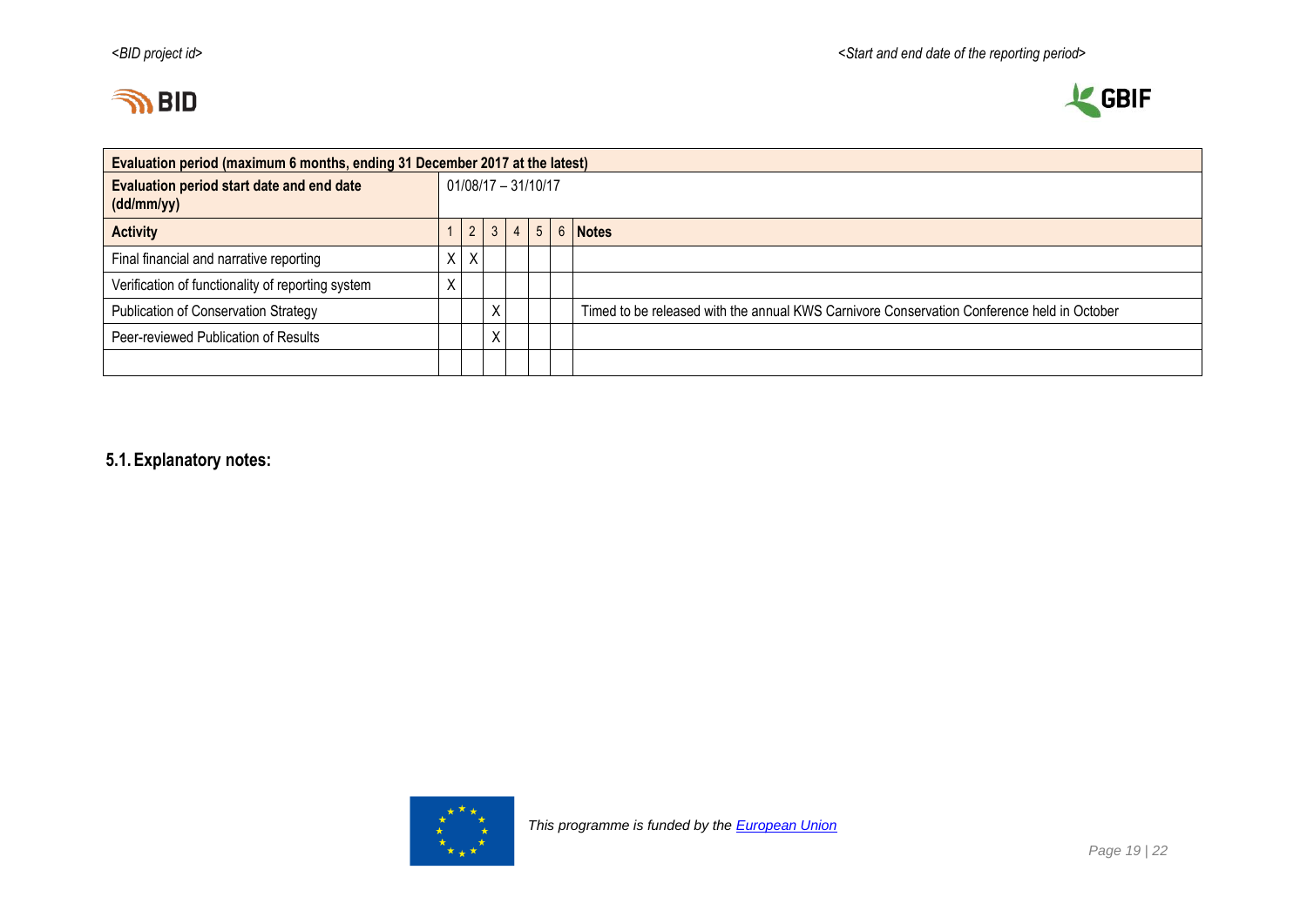| Evaluation period (maximum 6 months, ending 31 December 2017 at the latest) | | | | | | | |
|---|---|---|---|---|---|---|---|
| **Evaluation period start date and end date (dd/mm/yy)** | 01/08/17 – 31/10/17 | | | | | | |
| **Activity** | 1 | 2 | 3 | 4 | 5 | 6 | **Notes** |
| Final financial and narrative reporting | X | X | | | | | |
| Verification of functionality of reporting system | X | | | | | | |
| Publication of Conservation Strategy | | | X | | | | Timed to be released with the annual KWS Carnivore Conservation Conference held in October |
| Peer-reviewed Publication of Results | | | X | | | | |
| | | | | | | | |

### 5.1. Explanatory notes:

*This programme is funded by the European Union*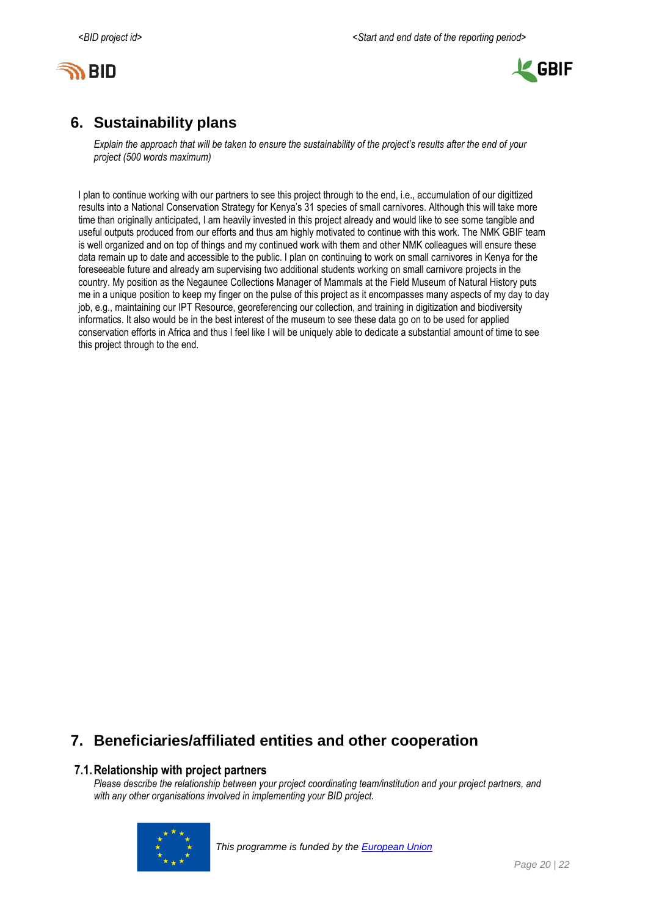## 6. Sustainability plans

*Explain the approach that will be taken to ensure the sustainability of the project's results after the end of your project (500 words maximum)*

I plan to continue working with our partners to see this project through to the end, i.e., accumulation of our digittized results into a National Conservation Strategy for Kenya's 31 species of small carnivores. Although this will take more time than originally anticipated, I am heavily invested in this project already and would like to see some tangible and useful outputs produced from our efforts and thus am highly motivated to continue with this work. The NMK GBIF team is well organized and on top of things and my continued work with them and other NMK colleagues will ensure these data remain up to date and accessible to the public. I plan on continuing to work on small carnivores in Kenya for the foreseeable future and already am supervising two additional students working on small carnivore projects in the country. My position as the Negaunee Collections Manager of Mammals at the Field Museum of Natural History puts me in a unique position to keep my finger on the pulse of this project as it encompasses many aspects of my day to day job, e.g., maintaining our IPT Resource, georeferencing our collection, and training in digitization and biodiversity informatics. It also would be in the best interest of the museum to see these data go on to be used for applied conservation efforts in Africa and thus I feel like I will be uniquely able to dedicate a substantial amount of time to see this project through to the end.

## 7. Beneficiaries/affiliated entities and other cooperation

### 7.1. Relationship with project partners

*Please describe the relationship between your project coordinating team/institution and your project partners, and with any other organisations involved in implementing your BID project.*

*This programme is funded by the European Union*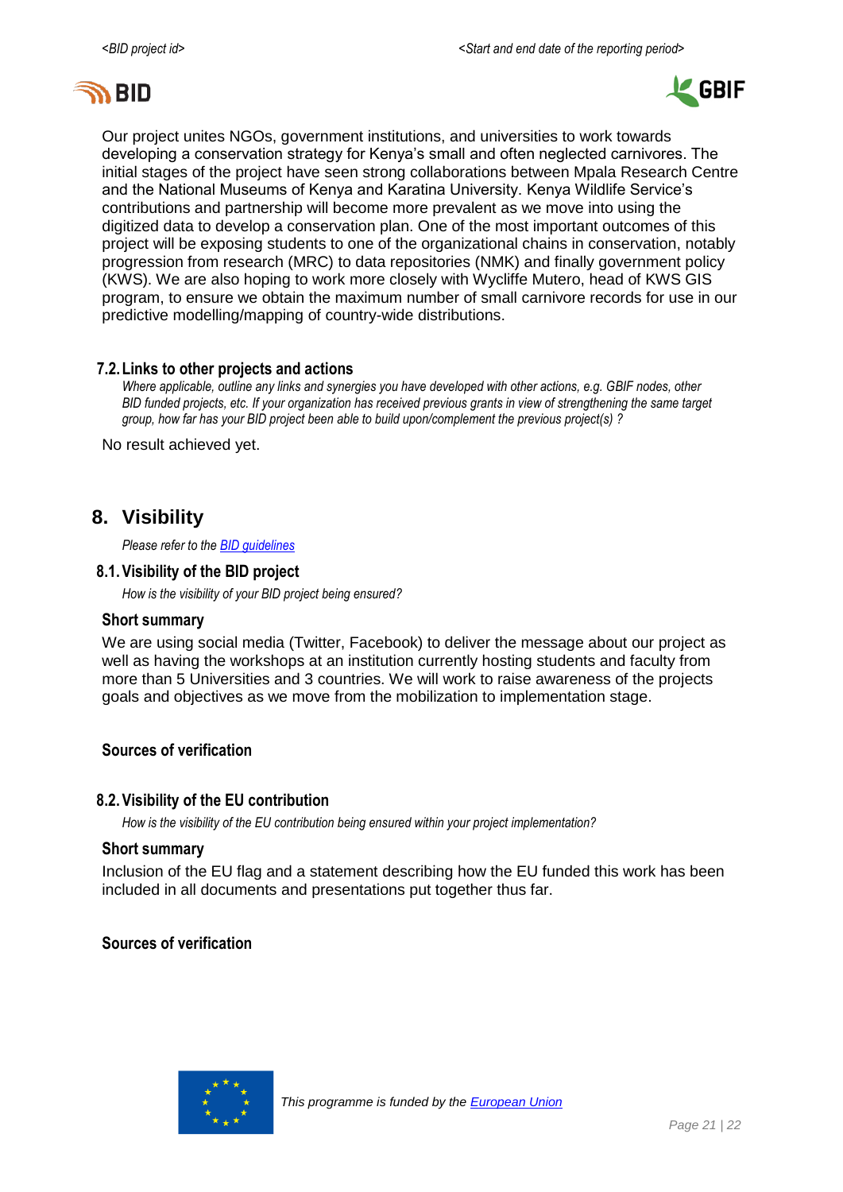Our project unites NGOs, government institutions, and universities to work towards developing a conservation strategy for Kenya's small and often neglected carnivores. The initial stages of the project have seen strong collaborations between Mpala Research Centre and the National Museums of Kenya and Karatina University. Kenya Wildlife Service's contributions and partnership will become more prevalent as we move into using the digitized data to develop a conservation plan. One of the most important outcomes of this project will be exposing students to one of the organizational chains in conservation, notably progression from research (MRC) to data repositories (NMK) and finally government policy (KWS). We are also hoping to work more closely with Wycliffe Mutero, head of KWS GIS program, to ensure we obtain the maximum number of small carnivore records for use in our predictive modelling/mapping of country-wide distributions.

### 7.2. Links to other projects and actions

*Where applicable, outline any links and synergies you have developed with other actions, e.g. GBIF nodes, other BID funded projects, etc. If your organization has received previous grants in view of strengthening the same target group, how far has your BID project been able to build upon/complement the previous project(s) ?*

No result achieved yet.

## 8. Visibility

*Please refer to the BID guidelines*

### 8.1. Visibility of the BID project

*How is the visibility of your BID project being ensured?*

#### Short summary

We are using social media (Twitter, Facebook) to deliver the message about our project as well as having the workshops at an institution currently hosting students and faculty from more than 5 Universities and 3 countries. We will work to raise awareness of the projects goals and objectives as we move from the mobilization to implementation stage.

#### Sources of verification

### 8.2. Visibility of the EU contribution

*How is the visibility of the EU contribution being ensured within your project implementation?*

#### Short summary

Inclusion of the EU flag and a statement describing how the EU funded this work has been included in all documents and presentations put together thus far.

#### Sources of verification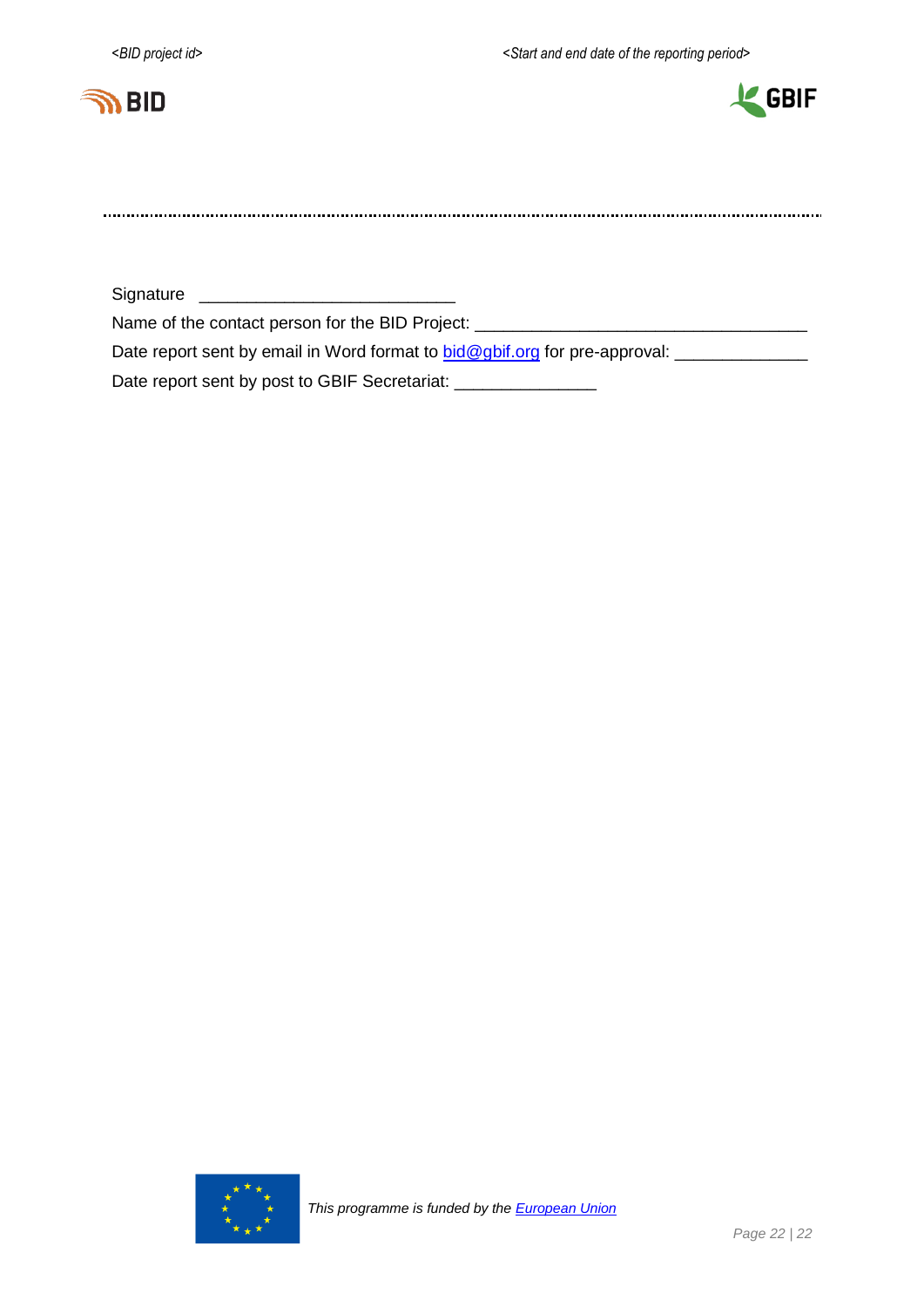Signature ___________________________

Name of the contact person for the BID Project: ___________________________________

Date report sent by email in Word format to bid@gbif.org for pre-approval: ______________

Date report sent by post to GBIF Secretariat: _______________

*This programme is funded by the European Union*